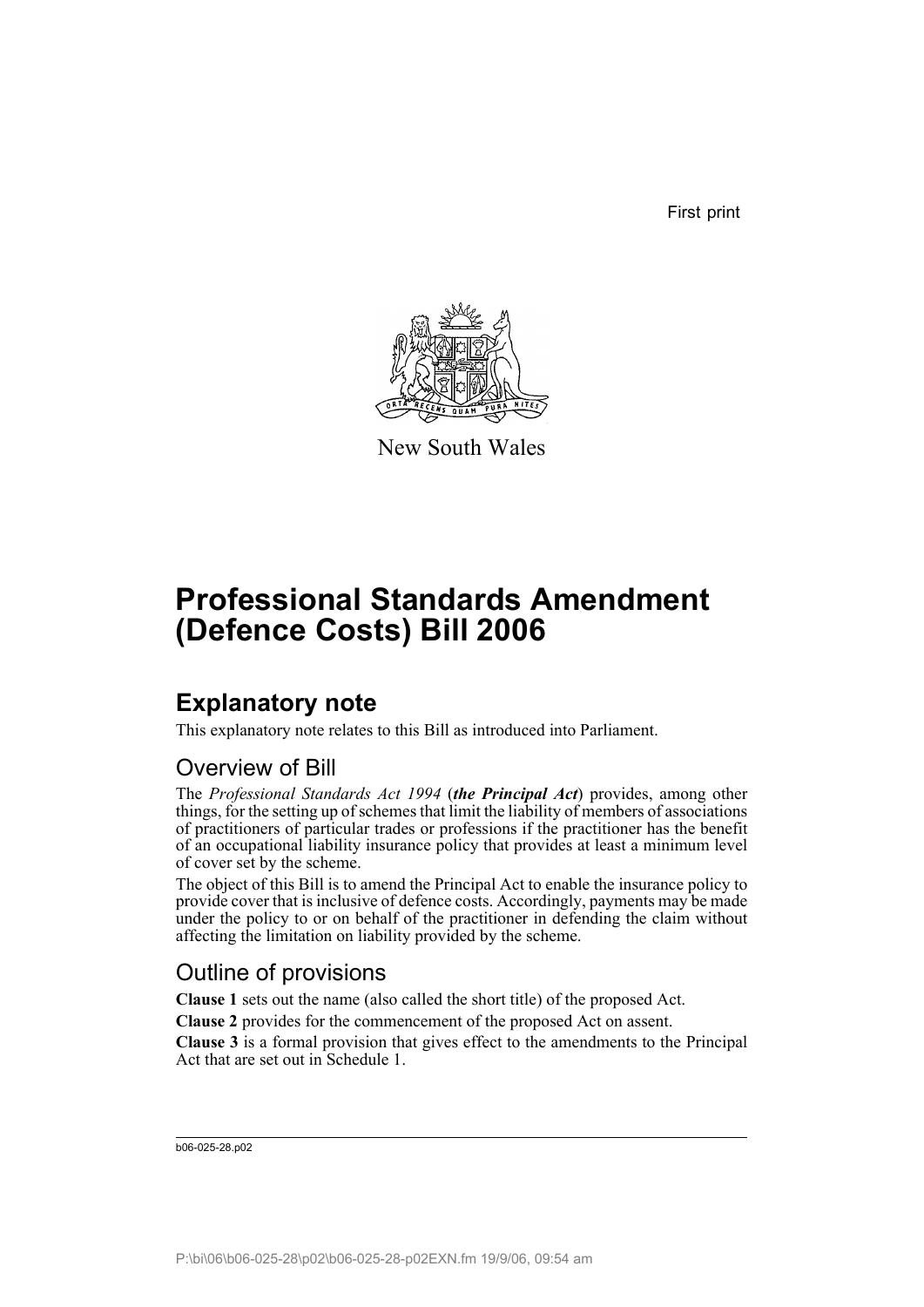First print

New South Wales

# Professional Standards Amendment (Defence Costs) Bill 2006

## Explanatory note

This explanatory note relates to this Bill as introduced into Parliament.

### Overview of Bill

The *Professional Standards Act 1994* (***the Principal Act***) provides, among other things, for the setting up of schemes that limit the liability of members of associations of practitioners of particular trades or professions if the practitioner has the benefit of an occupational liability insurance policy that provides at least a minimum level of cover set by the scheme.

The object of this Bill is to amend the Principal Act to enable the insurance policy to provide cover that is inclusive of defence costs. Accordingly, payments may be made under the policy to or on behalf of the practitioner in defending the claim without affecting the limitation on liability provided by the scheme.

### Outline of provisions

**Clause 1** sets out the name (also called the short title) of the proposed Act.

**Clause 2** provides for the commencement of the proposed Act on assent.

**Clause 3** is a formal provision that gives effect to the amendments to the Principal Act that are set out in Schedule 1.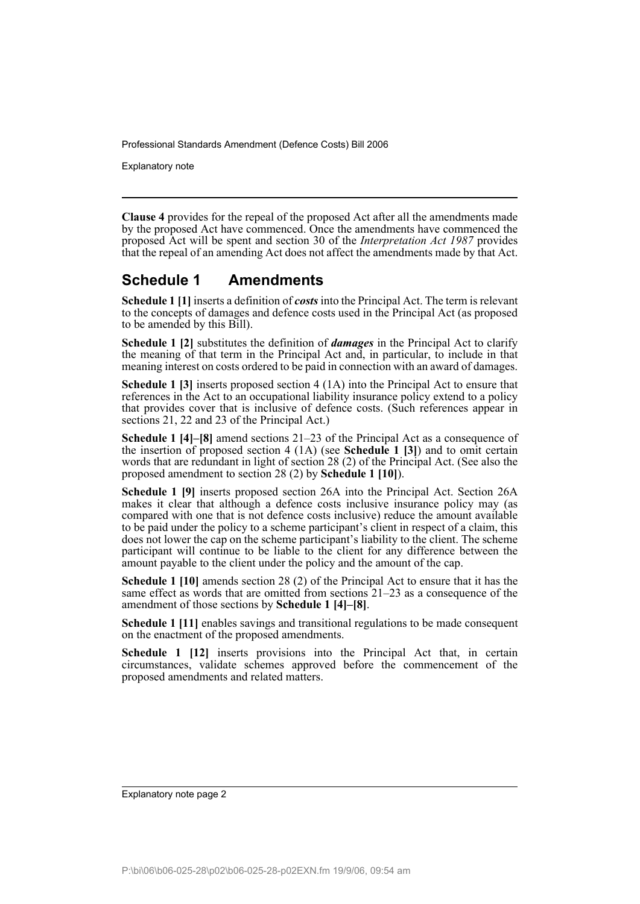**Clause 4** provides for the repeal of the proposed Act after all the amendments made by the proposed Act have commenced. Once the amendments have commenced the proposed Act will be spent and section 30 of the *Interpretation Act 1987* provides that the repeal of an amending Act does not affect the amendments made by that Act.

## Schedule 1 Amendments

**Schedule 1 [1]** inserts a definition of ***costs*** into the Principal Act. The term is relevant to the concepts of damages and defence costs used in the Principal Act (as proposed to be amended by this Bill).

**Schedule 1 [2]** substitutes the definition of ***damages*** in the Principal Act to clarify the meaning of that term in the Principal Act and, in particular, to include in that meaning interest on costs ordered to be paid in connection with an award of damages.

**Schedule 1 [3]** inserts proposed section 4 (1A) into the Principal Act to ensure that references in the Act to an occupational liability insurance policy extend to a policy that provides cover that is inclusive of defence costs. (Such references appear in sections 21, 22 and 23 of the Principal Act.)

**Schedule 1 [4]–[8]** amend sections 21–23 of the Principal Act as a consequence of the insertion of proposed section 4 (1A) (see **Schedule 1 [3]**) and to omit certain words that are redundant in light of section 28 (2) of the Principal Act. (See also the proposed amendment to section 28 (2) by **Schedule 1 [10]**).

**Schedule 1 [9]** inserts proposed section 26A into the Principal Act. Section 26A makes it clear that although a defence costs inclusive insurance policy may (as compared with one that is not defence costs inclusive) reduce the amount available to be paid under the policy to a scheme participant's client in respect of a claim, this does not lower the cap on the scheme participant's liability to the client. The scheme participant will continue to be liable to the client for any difference between the amount payable to the client under the policy and the amount of the cap.

**Schedule 1 [10]** amends section 28 (2) of the Principal Act to ensure that it has the same effect as words that are omitted from sections 21–23 as a consequence of the amendment of those sections by **Schedule 1 [4]–[8]**.

**Schedule 1 [11]** enables savings and transitional regulations to be made consequent on the enactment of the proposed amendments.

**Schedule 1 [12]** inserts provisions into the Principal Act that, in certain circumstances, validate schemes approved before the commencement of the proposed amendments and related matters.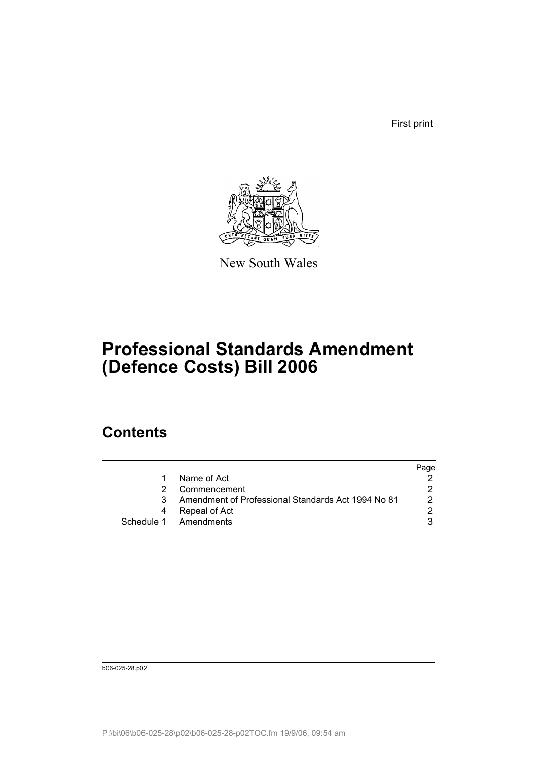First print

New South Wales

# Professional Standards Amendment (Defence Costs) Bill 2006

## Contents

| | | Page |
|---|---|---|
| 1 | Name of Act | 2 |
| 2 | Commencement | 2 |
| 3 | Amendment of Professional Standards Act 1994 No 81 | 2 |
| 4 | Repeal of Act | 2 |
| Schedule 1 | Amendments | 3 |

b06-025-28.p02

P:\bi\06\b06-025-28\p02\b06-025-28-p02TOC.fm 19/9/06, 09:54 am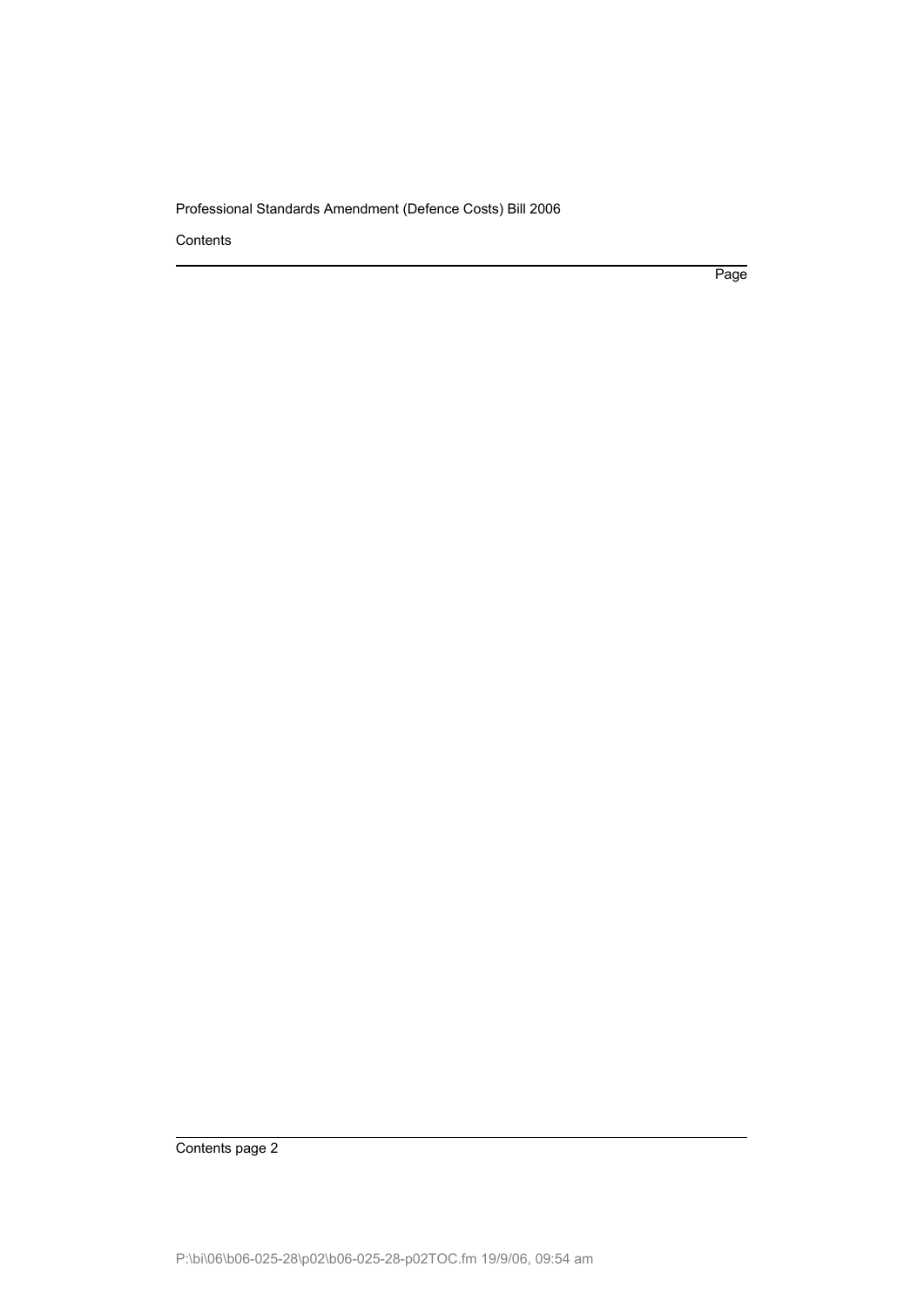Contents

Page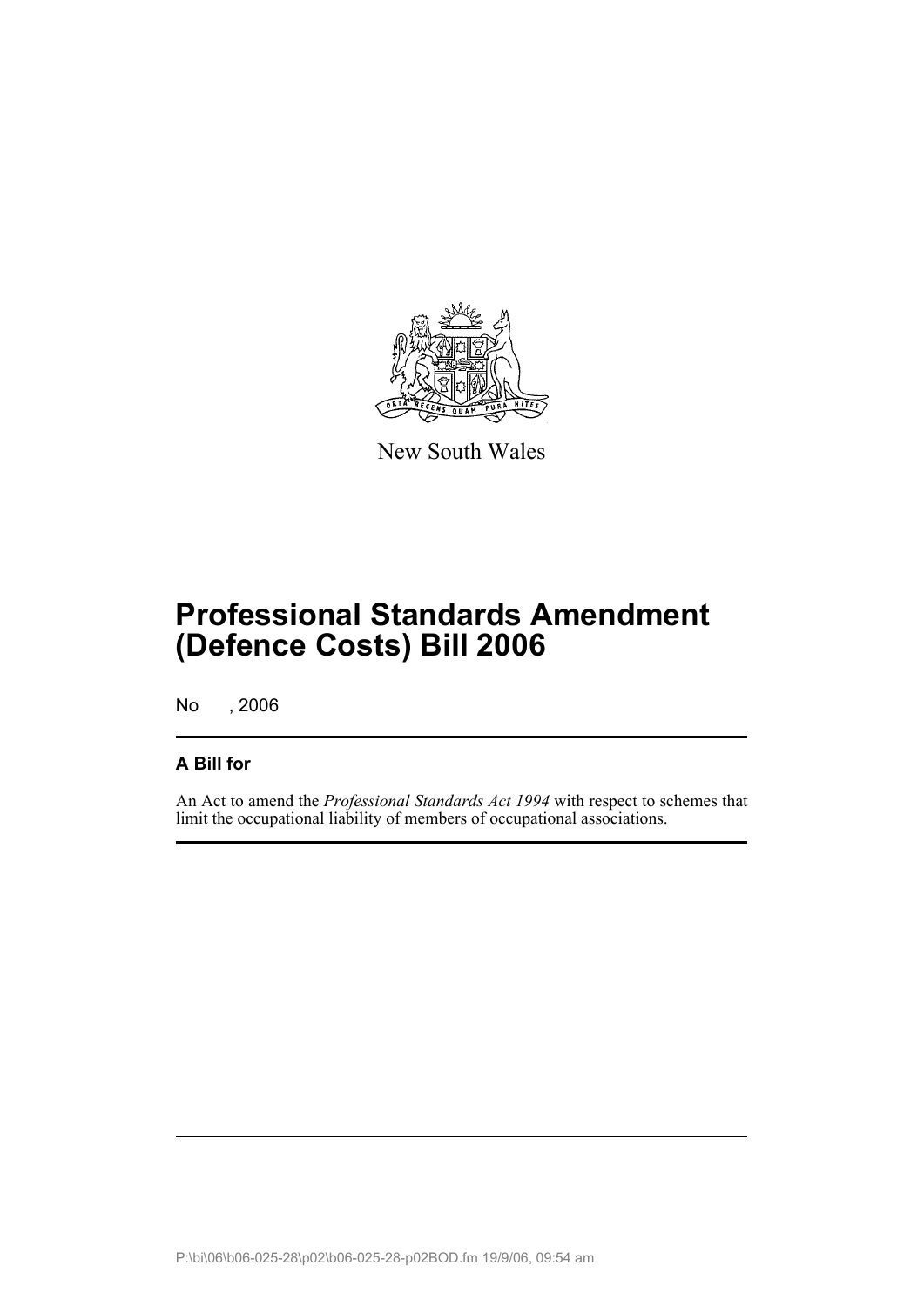New South Wales

# Professional Standards Amendment (Defence Costs) Bill 2006

No , 2006

## A Bill for

An Act to amend the *Professional Standards Act 1994* with respect to schemes that limit the occupational liability of members of occupational associations.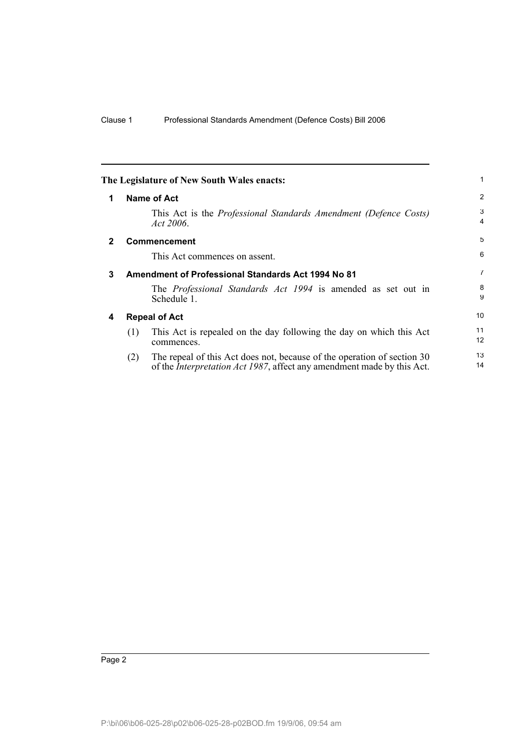**The Legislature of New South Wales enacts:**

## 1 Name of Act

This Act is the *Professional Standards Amendment (Defence Costs) Act 2006*.

## 2 Commencement

This Act commences on assent.

## 3 Amendment of Professional Standards Act 1994 No 81

The *Professional Standards Act 1994* is amended as set out in Schedule 1.

## 4 Repeal of Act

(1) This Act is repealed on the day following the day on which this Act commences.

(2) The repeal of this Act does not, because of the operation of section 30 of the *Interpretation Act 1987*, affect any amendment made by this Act.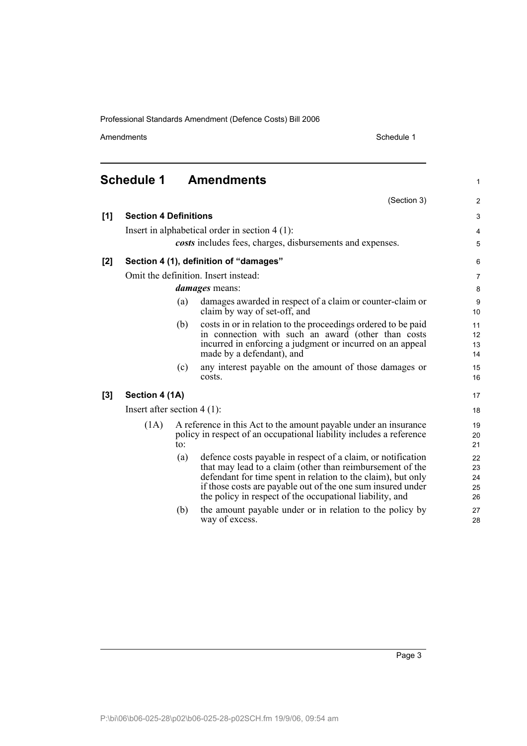# Schedule 1 Amendments

(Section 3)

**[1] Section 4 Definitions**

Insert in alphabetical order in section 4 (1):

> ***costs*** includes fees, charges, disbursements and expenses.

**[2] Section 4 (1), definition of "damages"**

Omit the definition. Insert instead:

> ***damages*** means:
>
> (a) damages awarded in respect of a claim or counter-claim or claim by way of set-off, and
>
> (b) costs in or in relation to the proceedings ordered to be paid in connection with such an award (other than costs incurred in enforcing a judgment or incurred on an appeal made by a defendant), and
>
> (c) any interest payable on the amount of those damages or costs.

**[3] Section 4 (1A)**

Insert after section 4 (1):

> (1A) A reference in this Act to the amount payable under an insurance policy in respect of an occupational liability includes a reference to:
>
> (a) defence costs payable in respect of a claim, or notification that may lead to a claim (other than reimbursement of the defendant for time spent in relation to the claim), but only if those costs are payable out of the one sum insured under the policy in respect of the occupational liability, and
>
> (b) the amount payable under or in relation to the policy by way of excess.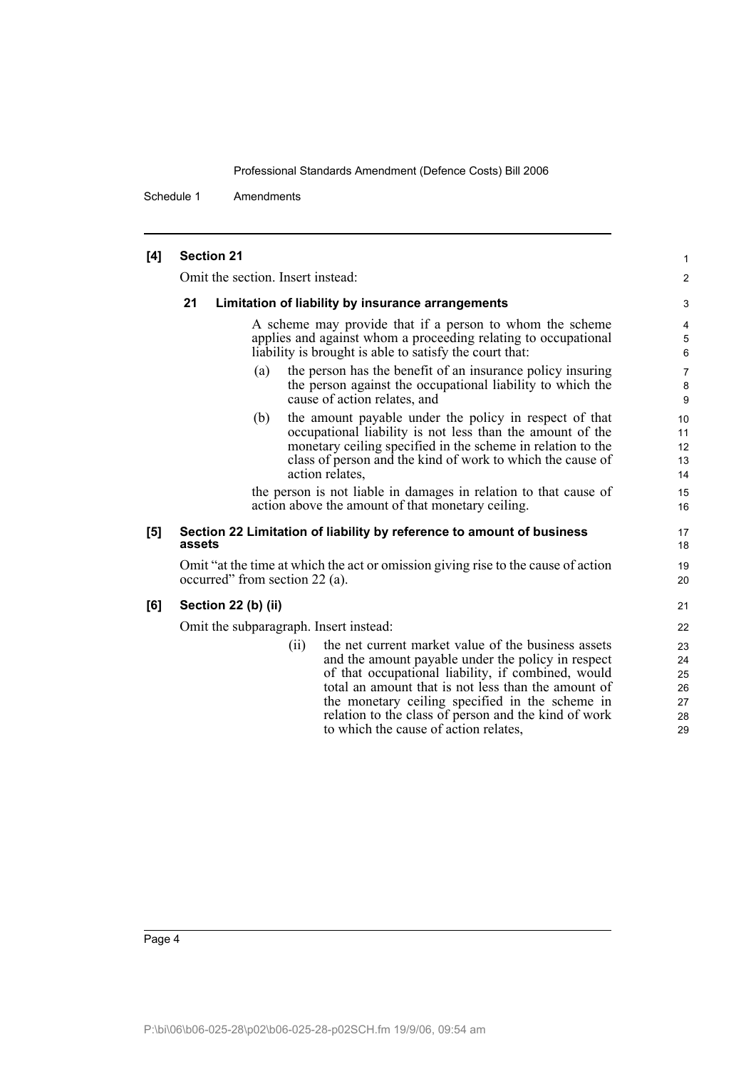**[4] Section 21**

Omit the section. Insert instead:

**21 Limitation of liability by insurance arrangements**

A scheme may provide that if a person to whom the scheme applies and against whom a proceeding relating to occupational liability is brought is able to satisfy the court that:

(a) the person has the benefit of an insurance policy insuring the person against the occupational liability to which the cause of action relates, and

(b) the amount payable under the policy in respect of that occupational liability is not less than the amount of the monetary ceiling specified in the scheme in relation to the class of person and the kind of work to which the cause of action relates,

the person is not liable in damages in relation to that cause of action above the amount of that monetary ceiling.

**[5] Section 22 Limitation of liability by reference to amount of business assets**

Omit "at the time at which the act or omission giving rise to the cause of action occurred" from section 22 (a).

**[6] Section 22 (b) (ii)**

Omit the subparagraph. Insert instead:

(ii) the net current market value of the business assets and the amount payable under the policy in respect of that occupational liability, if combined, would total an amount that is not less than the amount of the monetary ceiling specified in the scheme in relation to the class of person and the kind of work to which the cause of action relates,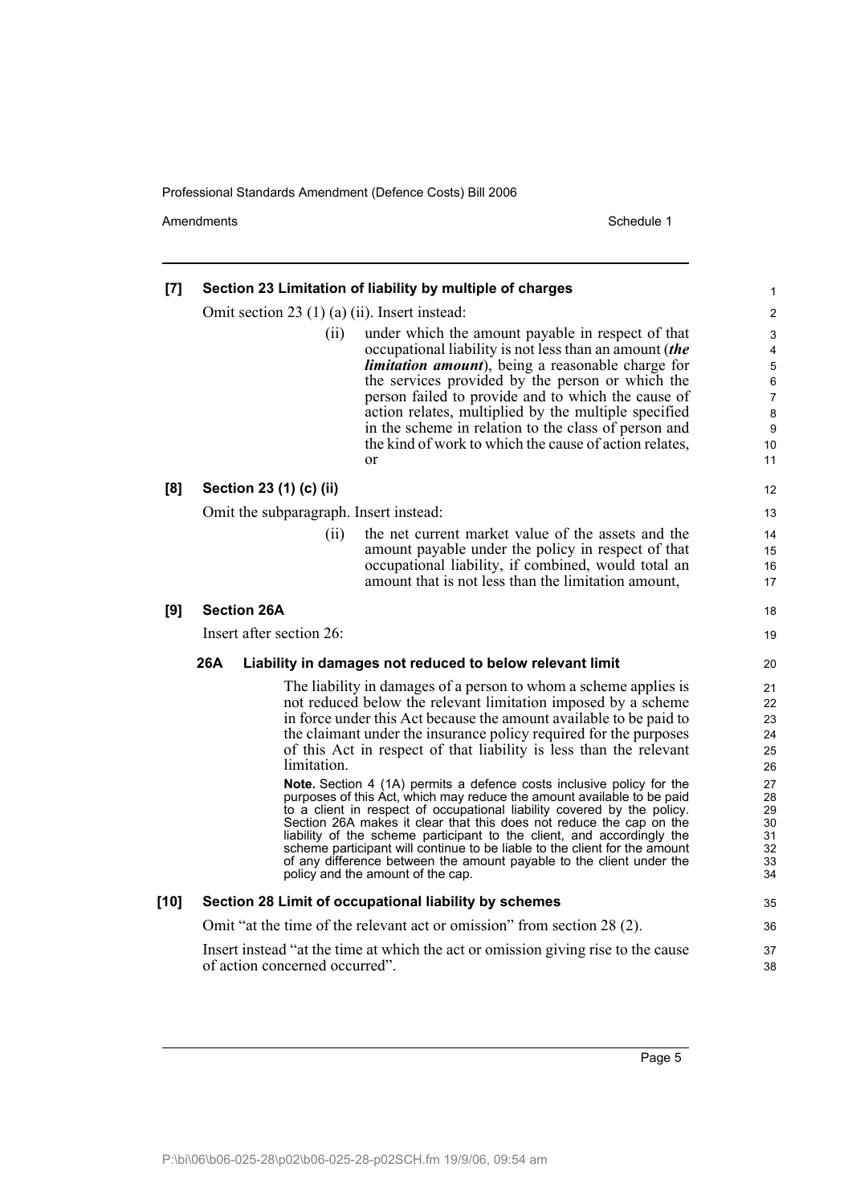**[7] Section 23 Limitation of liability by multiple of charges**

Omit section 23 (1) (a) (ii). Insert instead:

> (ii) under which the amount payable in respect of that occupational liability is not less than an amount (***the limitation amount***), being a reasonable charge for the services provided by the person or which the person failed to provide and to which the cause of action relates, multiplied by the multiple specified in the scheme in relation to the class of person and the kind of work to which the cause of action relates, or

**[8] Section 23 (1) (c) (ii)**

Omit the subparagraph. Insert instead:

> (ii) the net current market value of the assets and the amount payable under the policy in respect of that occupational liability, if combined, would total an amount that is not less than the limitation amount,

**[9] Section 26A**

Insert after section 26:

**26A Liability in damages not reduced to below relevant limit**

The liability in damages of a person to whom a scheme applies is not reduced below the relevant limitation imposed by a scheme in force under this Act because the amount available to be paid to the claimant under the insurance policy required for the purposes of this Act in respect of that liability is less than the relevant limitation.

**Note.** Section 4 (1A) permits a defence costs inclusive policy for the purposes of this Act, which may reduce the amount available to be paid to a client in respect of occupational liability covered by the policy. Section 26A makes it clear that this does not reduce the cap on the liability of the scheme participant to the client, and accordingly the scheme participant will continue to be liable to the client for the amount of any difference between the amount payable to the client under the policy and the amount of the cap.

**[10] Section 28 Limit of occupational liability by schemes**

Omit "at the time of the relevant act or omission" from section 28 (2).

Insert instead "at the time at which the act or omission giving rise to the cause of action concerned occurred".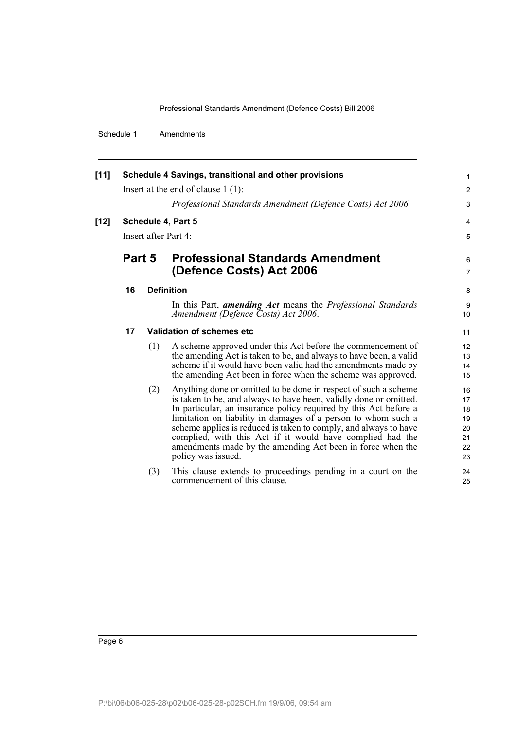**[11] Schedule 4 Savings, transitional and other provisions**

Insert at the end of clause 1 (1):

*Professional Standards Amendment (Defence Costs) Act 2006*

**[12] Schedule 4, Part 5**

Insert after Part 4:

## Part 5 Professional Standards Amendment (Defence Costs) Act 2006

### 16 Definition

In this Part, ***amending Act*** means the *Professional Standards Amendment (Defence Costs) Act 2006*.

### 17 Validation of schemes etc

(1) A scheme approved under this Act before the commencement of the amending Act is taken to be, and always to have been, a valid scheme if it would have been valid had the amendments made by the amending Act been in force when the scheme was approved.

(2) Anything done or omitted to be done in respect of such a scheme is taken to be, and always to have been, validly done or omitted. In particular, an insurance policy required by this Act before a limitation on liability in damages of a person to whom such a scheme applies is reduced is taken to comply, and always to have complied, with this Act if it would have complied had the amendments made by the amending Act been in force when the policy was issued.

(3) This clause extends to proceedings pending in a court on the commencement of this clause.